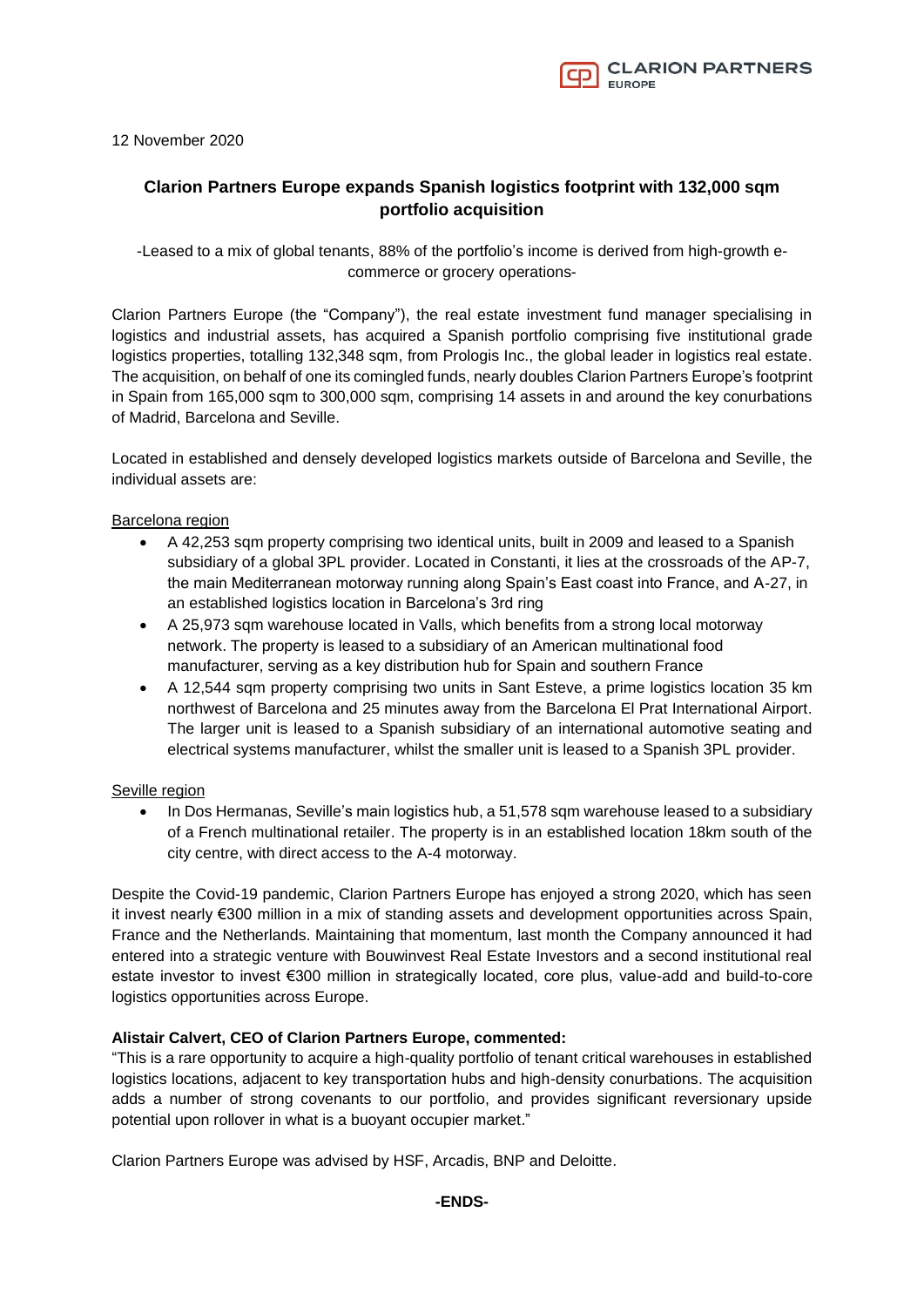12 November 2020

# Clarion Partners Europe expands Spanish logistics footprint with 132,000 sqm portfolio acquisition

-Leased to a mix of global tenants, 88% of the portfolio's income is derived from high-growth e-commerce or grocery operations-

Clarion Partners Europe (the "Company"), the real estate investment fund manager specialising in logistics and industrial assets, has acquired a Spanish portfolio comprising five institutional grade logistics properties, totalling 132,348 sqm, from Prologis Inc., the global leader in logistics real estate. The acquisition, on behalf of one its comingled funds, nearly doubles Clarion Partners Europe's footprint in Spain from 165,000 sqm to 300,000 sqm, comprising 14 assets in and around the key conurbations of Madrid, Barcelona and Seville.

Located in established and densely developed logistics markets outside of Barcelona and Seville, the individual assets are:

Barcelona region

- A 42,253 sqm property comprising two identical units, built in 2009 and leased to a Spanish subsidiary of a global 3PL provider. Located in Constanti, it lies at the crossroads of the AP-7, the main Mediterranean motorway running along Spain's East coast into France, and A-27, in an established logistics location in Barcelona's 3rd ring
- A 25,973 sqm warehouse located in Valls, which benefits from a strong local motorway network. The property is leased to a subsidiary of an American multinational food manufacturer, serving as a key distribution hub for Spain and southern France
- A 12,544 sqm property comprising two units in Sant Esteve, a prime logistics location 35 km northwest of Barcelona and 25 minutes away from the Barcelona El Prat International Airport. The larger unit is leased to a Spanish subsidiary of an international automotive seating and electrical systems manufacturer, whilst the smaller unit is leased to a Spanish 3PL provider.

Seville region

- In Dos Hermanas, Seville's main logistics hub, a 51,578 sqm warehouse leased to a subsidiary of a French multinational retailer. The property is in an established location 18km south of the city centre, with direct access to the A-4 motorway.

Despite the Covid-19 pandemic, Clarion Partners Europe has enjoyed a strong 2020, which has seen it invest nearly €300 million in a mix of standing assets and development opportunities across Spain, France and the Netherlands. Maintaining that momentum, last month the Company announced it had entered into a strategic venture with Bouwinvest Real Estate Investors and a second institutional real estate investor to invest €300 million in strategically located, core plus, value-add and build-to-core logistics opportunities across Europe.

**Alistair Calvert, CEO of Clarion Partners Europe, commented:**
"This is a rare opportunity to acquire a high-quality portfolio of tenant critical warehouses in established logistics locations, adjacent to key transportation hubs and high-density conurbations. The acquisition adds a number of strong covenants to our portfolio, and provides significant reversionary upside potential upon rollover in what is a buoyant occupier market."

Clarion Partners Europe was advised by HSF, Arcadis, BNP and Deloitte.

**-ENDS-**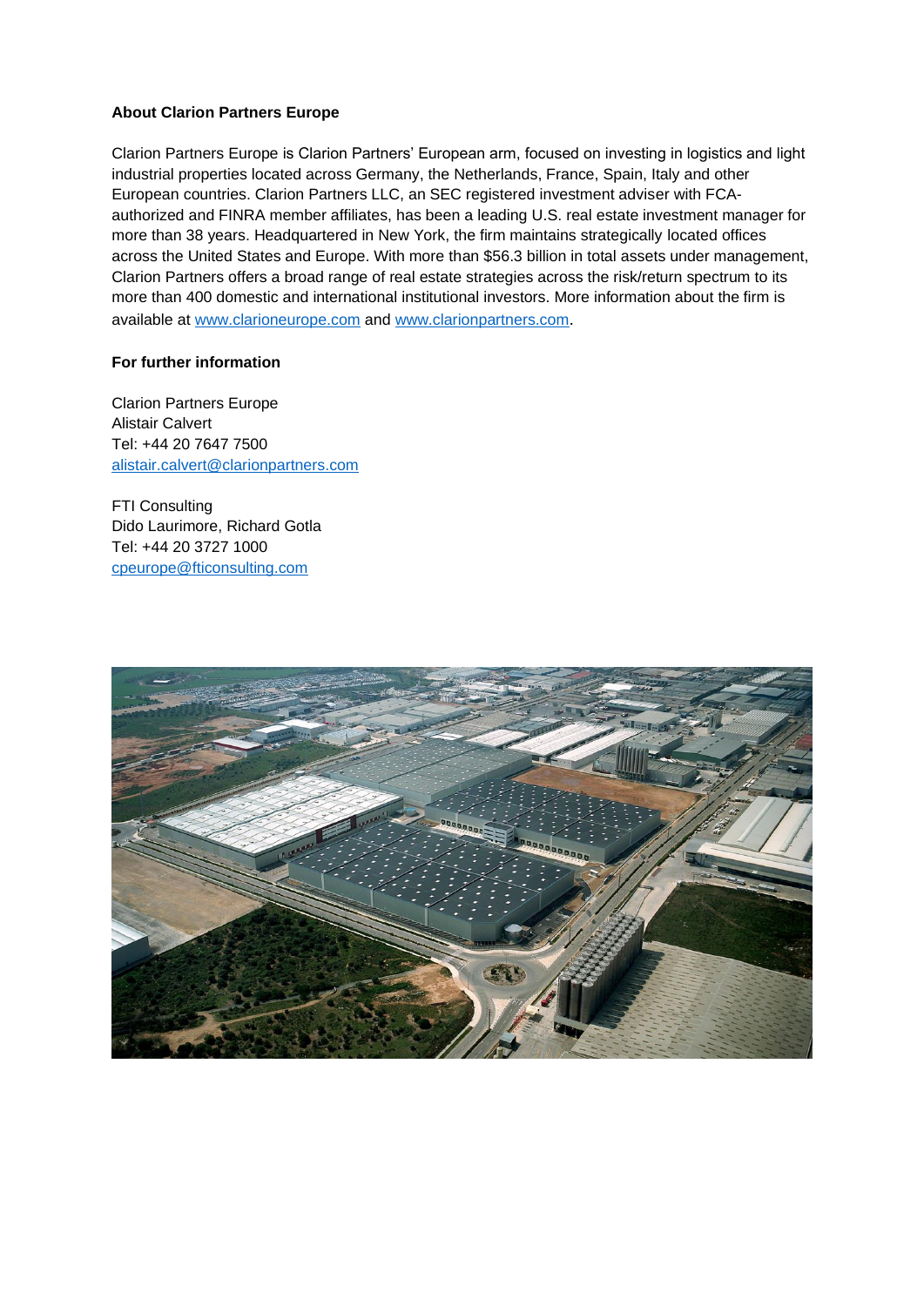**About Clarion Partners Europe**

Clarion Partners Europe is Clarion Partners' European arm, focused on investing in logistics and light industrial properties located across Germany, the Netherlands, France, Spain, Italy and other European countries. Clarion Partners LLC, an SEC registered investment adviser with FCA-authorized and FINRA member affiliates, has been a leading U.S. real estate investment manager for more than 38 years. Headquartered in New York, the firm maintains strategically located offices across the United States and Europe. With more than $56.3 billion in total assets under management, Clarion Partners offers a broad range of real estate strategies across the risk/return spectrum to its more than 400 domestic and international institutional investors. More information about the firm is available at [www.clarioneurope.com](http://www.clarioneurope.com) and [www.clarionpartners.com](http://www.clarionpartners.com).

**For further information**

Clarion Partners Europe
Alistair Calvert
Tel: +44 20 7647 7500
[alistair.calvert@clarionpartners.com](mailto:alistair.calvert@clarionpartners.com)

FTI Consulting
Dido Laurimore, Richard Gotla
Tel: +44 20 3727 1000
[cpeurope@fticonsulting.com](mailto:cpeurope@fticonsulting.com)